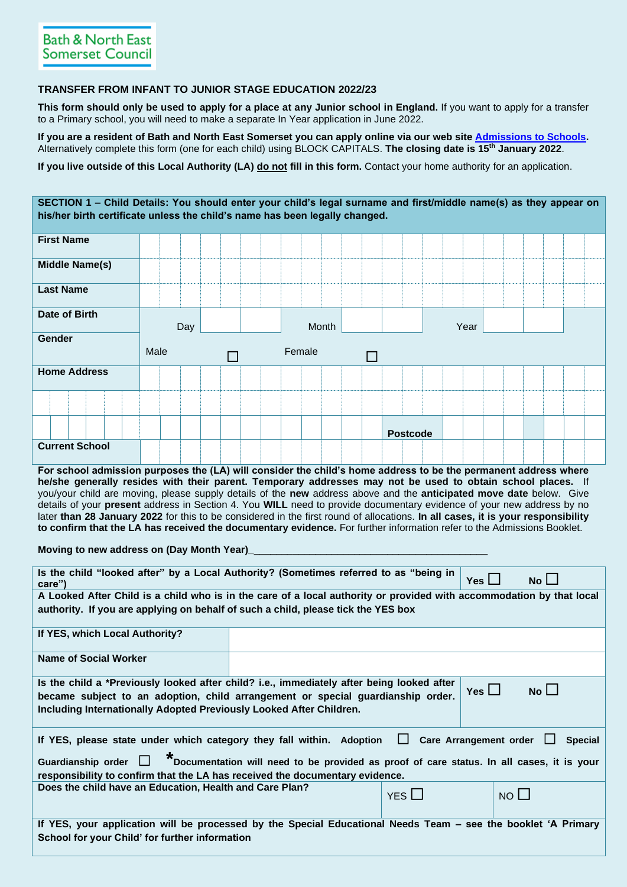Bath & North East Somerset Council

## TRANSFER FROM INFANT TO JUNIOR STAGE EDUCATION 2022/23

**This form should only be used to apply for a place at any Junior school in England.** If you want to apply for a transfer to a Primary school, you will need to make a separate In Year application in June 2022.

**If you are a resident of Bath and North East Somerset you can apply online via our web site [Admissions to Schools](Admissions to Schools).** Alternatively complete this form (one for each child) using BLOCK CAPITALS. **The closing date is 15th January 2022**.

**If you live outside of this Local Authority (LA) do not fill in this form.** Contact your home authority for an application.

| **SECTION 1 – Child Details: You should enter your child's legal surname and first/middle name(s) as they appear on his/her birth certificate unless the child's name has been legally changed.** | | | | | |
|---|---|---|---|---|---|
| **First Name** | | | | | |
| **Middle Name(s)** | | | | | |
| **Last Name** | | | | | |
| **Date of Birth** | Day | Month | | Year | |
| **Gender** | Male ☐ | Female ☐ | | | |
| **Home Address** | | | | | |
| | | | | | |
| | | | | Postcode | |
| **Current School** | | | | | |

**For school admission purposes the (LA) will consider the child's home address to be the permanent address where he/she generally resides with their parent. Temporary addresses may not be used to obtain school places.** If you/your child are moving, please supply details of the **new** address above and the **anticipated move date** below. Give details of your **present** address in Section 4. You **WILL** need to provide documentary evidence of your new address by no later **than 28 January 2022** for this to be considered in the first round of allocations. **In all cases, it is your responsibility to confirm that the LA has received the documentary evidence.** For further information refer to the Admissions Booklet.

**Moving to new address on (Day Month Year)**\_\_\_\_\_\_\_\_\_\_\_\_\_\_\_\_\_\_\_\_\_\_\_\_\_\_\_\_\_\_\_\_\_\_\_\_\_\_\_\_\_\_\_\_\_\_

| **Is the child "looked after" by a Local Authority? (Sometimes referred to as "being in care")** | **Yes** ☐ **No** ☐ |
|---|---|
| **A Looked After Child is a child who is in the care of a local authority or provided with accommodation by that local authority. If you are applying on behalf of such a child, please tick the YES box** | |
| **If YES, which Local Authority?** | |
| **Name of Social Worker** | |
| **Is the child a *Previously looked after child? i.e., immediately after being looked after became subject to an adoption, child arrangement or special guardianship order. Including Internationally Adopted Previously Looked After Children.** | **Yes** ☐ **No** ☐ |
| **If YES, please state under which category they fall within. Adoption ☐ Care Arrangement order ☐ Special Guardianship order ☐ *Documentation will need to be provided as proof of care status. In all cases, it is your responsibility to confirm that the LA has received the documentary evidence.** | |

| **Does the child have an Education, Health and Care Plan?** | YES ☐ | NO ☐ |
|---|---|---|
| **If YES, your application will be processed by the Special Educational Needs Team – see the booklet 'A Primary School for your Child' for further information** | | |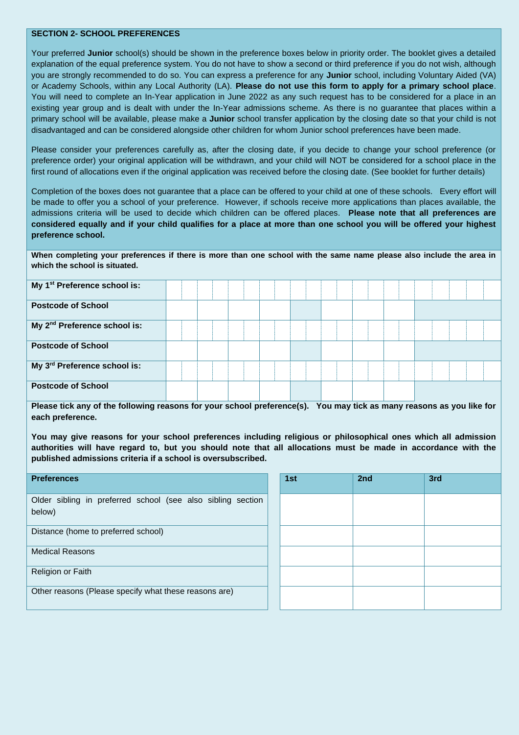## SECTION 2- SCHOOL PREFERENCES

Your preferred **Junior** school(s) should be shown in the preference boxes below in priority order. The booklet gives a detailed explanation of the equal preference system. You do not have to show a second or third preference if you do not wish, although you are strongly recommended to do so. You can express a preference for any **Junior** school, including Voluntary Aided (VA) or Academy Schools, within any Local Authority (LA). **Please do not use this form to apply for a primary school place**. You will need to complete an In-Year application in June 2022 as any such request has to be considered for a place in an existing year group and is dealt with under the In-Year admissions scheme. As there is no guarantee that places within a primary school will be available, please make a **Junior** school transfer application by the closing date so that your child is not disadvantaged and can be considered alongside other children for whom Junior school preferences have been made.

Please consider your preferences carefully as, after the closing date, if you decide to change your school preference (or preference order) your original application will be withdrawn, and your child will NOT be considered for a school place in the first round of allocations even if the original application was received before the closing date. (See booklet for further details)

Completion of the boxes does not guarantee that a place can be offered to your child at one of these schools. Every effort will be made to offer you a school of your preference. However, if schools receive more applications than places available, the admissions criteria will be used to decide which children can be offered places. **Please note that all preferences are considered equally and if your child qualifies for a place at more than one school you will be offered your highest preference school.**

**When completing your preferences if there is more than one school with the same name please also include the area in which the school is situated.**

| | |
|---|---|
| **My 1st Preference school is:** | |
| **Postcode of School** | |
| **My 2nd Preference school is:** | |
| **Postcode of School** | |
| **My 3rd Preference school is:** | |
| **Postcode of School** | |

**Please tick any of the following reasons for your school preference(s). You may tick as many reasons as you like for each preference.**

**You may give reasons for your school preferences including religious or philosophical ones which all admission authorities will have regard to, but you should note that all allocations must be made in accordance with the published admissions criteria if a school is oversubscribed.**

| Preferences | 1st | 2nd | 3rd |
|---|---|---|---|
| Older sibling in preferred school (see also sibling section below) | | | |
| Distance (home to preferred school) | | | |
| Medical Reasons | | | |
| Religion or Faith | | | |
| Other reasons (Please specify what these reasons are) | | | |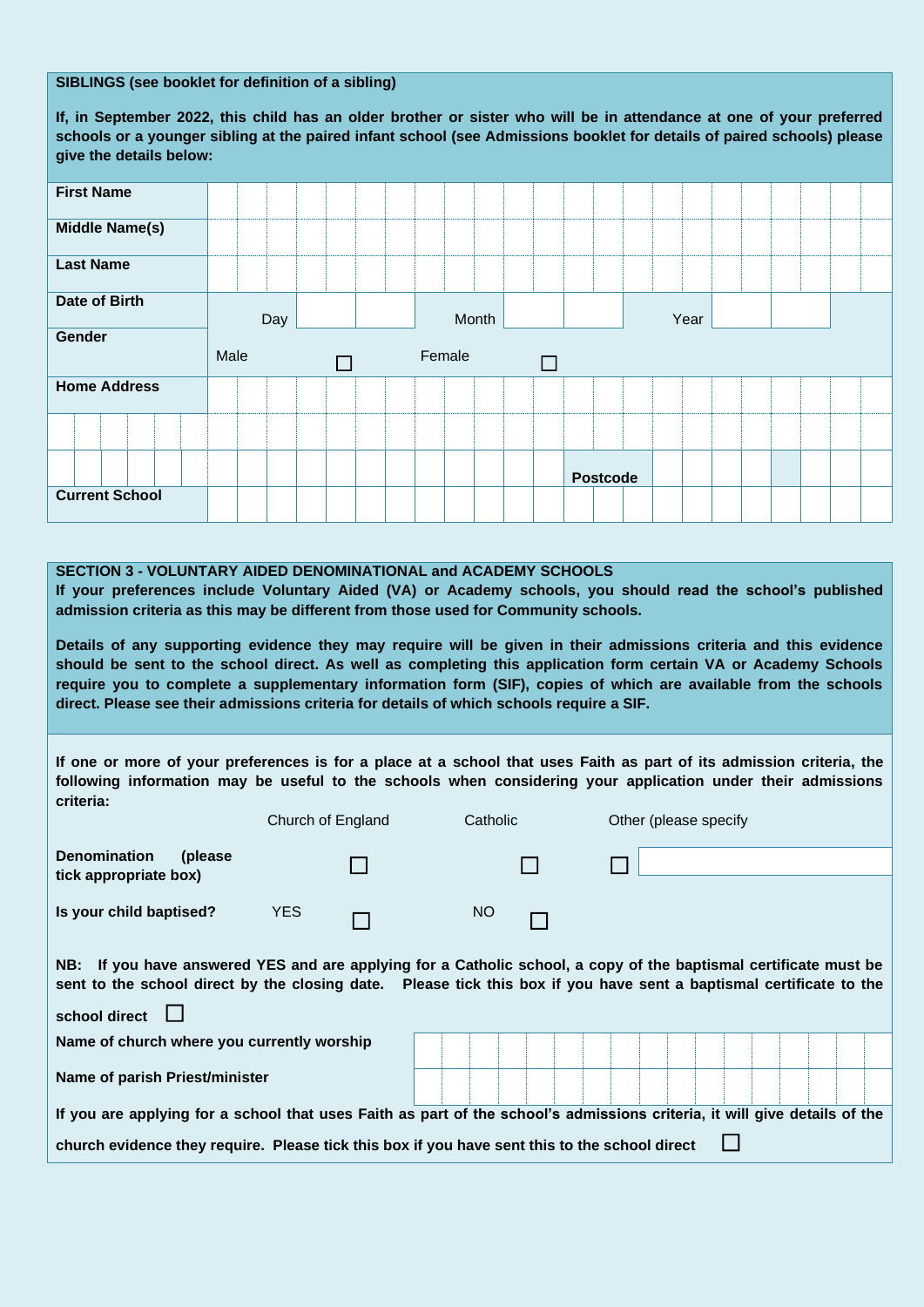**SIBLINGS (see booklet for definition of a sibling)**

**If, in September 2022, this child has an older brother or sister who will be in attendance at one of your preferred schools or a younger sibling at the paired infant school (see Admissions booklet for details of paired schools) please give the details below:**

| | | | | | | |
|---|---|---|---|---|---|---|
| **First Name** | | | | | | |
| **Middle Name(s)** | | | | | | |
| **Last Name** | | | | | | |
| **Date of Birth** | Day | | Month | | Year | |
| **Gender** | Male | ☐ | Female | ☐ | | |
| **Home Address** | | | | | | |
| | | | | | | |
| | | | | Postcode | | |
| **Current School** | | | | | | |

**SECTION 3 - VOLUNTARY AIDED DENOMINATIONAL and ACADEMY SCHOOLS**

**If your preferences include Voluntary Aided (VA) or Academy schools, you should read the school's published admission criteria as this may be different from those used for Community schools.**

**Details of any supporting evidence they may require will be given in their admissions criteria and this evidence should be sent to the school direct. As well as completing this application form certain VA or Academy Schools require you to complete a supplementary information form (SIF), copies of which are available from the schools direct. Please see their admissions criteria for details of which schools require a SIF.**

**If one or more of your preferences is for a place at a school that uses Faith as part of its admission criteria, the following information may be useful to the schools when considering your application under their admissions criteria:**

| | Church of England | Catholic | Other (please specify |
|---|---|---|---|
| **Denomination (please tick appropriate box)** | ☐ | ☐ | ☐ |

| | | | | |
|---|---|---|---|---|
| **Is your child baptised?** | YES | ☐ | NO | ☐ |

**NB: If you have answered YES and are applying for a Catholic school, a copy of the baptismal certificate must be sent to the school direct by the closing date. Please tick this box if you have sent a baptismal certificate to the school direct** ☐

| | |
|---|---|
| **Name of church where you currently worship** | |
| **Name of parish Priest/minister** | |

**If you are applying for a school that uses Faith as part of the school's admissions criteria, it will give details of the church evidence they require. Please tick this box if you have sent this to the school direct** ☐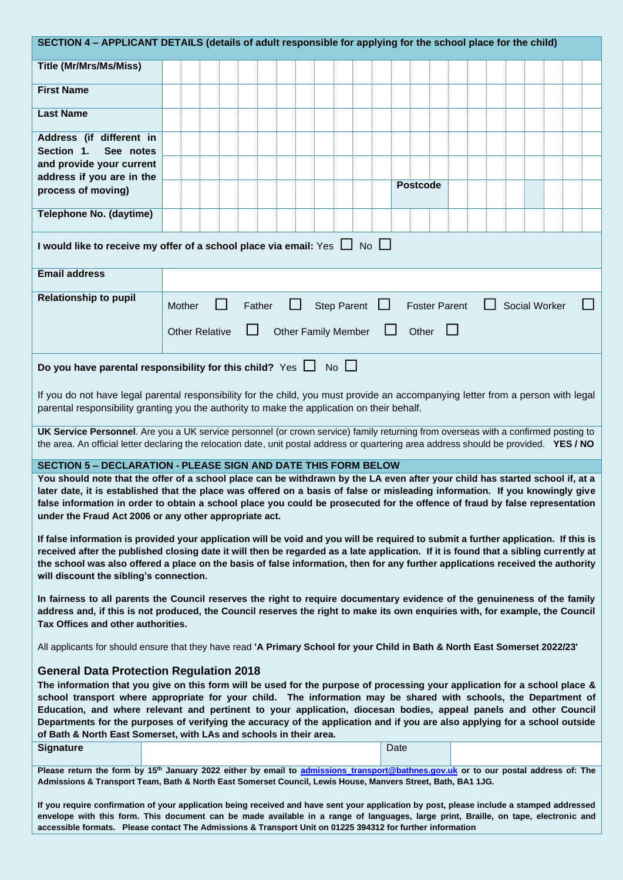## SECTION 4 – APPLICANT DETAILS (details of adult responsible for applying for the school place for the child)

| | |
|---|---|
| **Title (Mr/Mrs/Ms/Miss)** | |
| **First Name** | |
| **Last Name** | |
| **Address (if different in Section 1. See notes and provide your current address if you are in the process of moving)** | **Postcode** |
| **Telephone No. (daytime)** | |

**I would like to receive my offer of a school place via email:** Yes ☐ No ☐

| | |
|---|---|
| **Email address** | |
| **Relationship to pupil** | Mother ☐ Father ☐ Step Parent ☐ Foster Parent ☐ Social Worker ☐ Other Relative ☐ Other Family Member ☐ Other ☐ |

**Do you have parental responsibility for this child?** Yes ☐ No ☐

If you do not have legal parental responsibility for the child, you must provide an accompanying letter from a person with legal parental responsibility granting you the authority to make the application on their behalf.

**UK Service Personnel**. Are you a UK service personnel (or crown service) family returning from overseas with a confirmed posting to the area. An official letter declaring the relocation date, unit postal address or quartering area address should be provided. **YES / NO**

## SECTION 5 – DECLARATION - PLEASE SIGN AND DATE THIS FORM BELOW

**You should note that the offer of a school place can be withdrawn by the LA even after your child has started school if, at a later date, it is established that the place was offered on a basis of false or misleading information. If you knowingly give false information in order to obtain a school place you could be prosecuted for the offence of fraud by false representation under the Fraud Act 2006 or any other appropriate act.**

**If false information is provided your application will be void and you will be required to submit a further application. If this is received after the published closing date it will then be regarded as a late application. If it is found that a sibling currently at the school was also offered a place on the basis of false information, then for any further applications received the authority will discount the sibling's connection.**

**In fairness to all parents the Council reserves the right to require documentary evidence of the genuineness of the family address and, if this is not produced, the Council reserves the right to make its own enquiries with, for example, the Council Tax Offices and other authorities.**

All applicants for should ensure that they have read **'A Primary School for your Child in Bath & North East Somerset 2022/23'**

### General Data Protection Regulation 2018

**The information that you give on this form will be used for the purpose of processing your application for a school place & school transport where appropriate for your child. The information may be shared with schools, the Department of Education, and where relevant and pertinent to your application, diocesan bodies, appeal panels and other Council Departments for the purposes of verifying the accuracy of the application and if you are also applying for a school outside of Bath & North East Somerset, with LAs and schools in their area.**

| | | | |
|---|---|---|---|
| **Signature** | | Date | |

**Please return the form by 15th January 2022 either by email to admissions_transport@bathnes.gov.uk or to our postal address of: The Admissions & Transport Team, Bath & North East Somerset Council, Lewis House, Manvers Street, Bath, BA1 1JG.**

**If you require confirmation of your application being received and have sent your application by post, please include a stamped addressed envelope with this form. This document can be made available in a range of languages, large print, Braille, on tape, electronic and accessible formats. Please contact The Admissions & Transport Unit on 01225 394312 for further information**